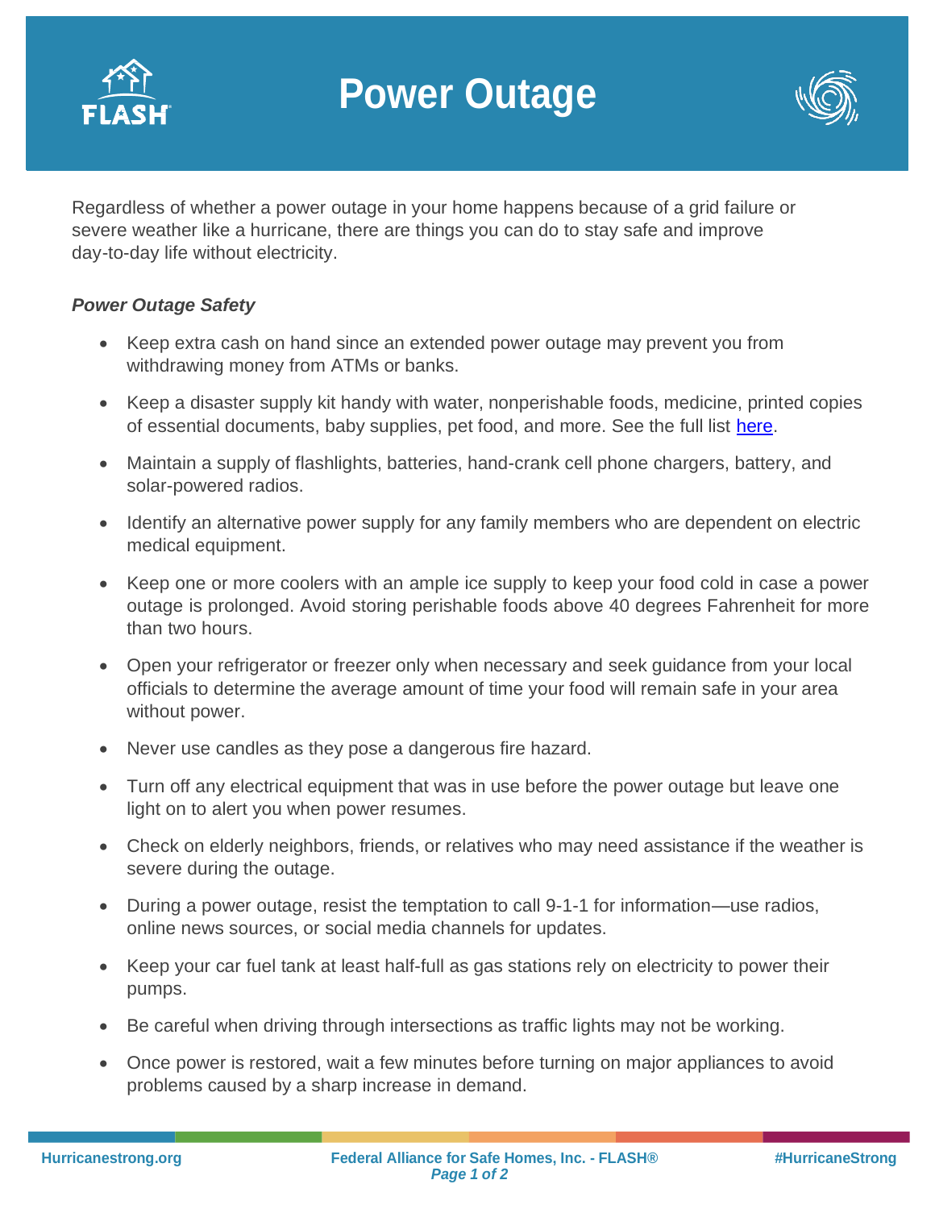# Power Outage

Regardless of whether a power outage in your home happens because of a grid failure or severe weather like a hurricane, there are things you can do to stay safe and improve day-to-day life without electricity.

***Power Outage Safety***

- Keep extra cash on hand since an extended power outage may prevent you from withdrawing money from ATMs or banks.
- Keep a disaster supply kit handy with water, nonperishable foods, medicine, printed copies of essential documents, baby supplies, pet food, and more. See the full list here.
- Maintain a supply of flashlights, batteries, hand-crank cell phone chargers, battery, and solar-powered radios.
- Identify an alternative power supply for any family members who are dependent on electric medical equipment.
- Keep one or more coolers with an ample ice supply to keep your food cold in case a power outage is prolonged. Avoid storing perishable foods above 40 degrees Fahrenheit for more than two hours.
- Open your refrigerator or freezer only when necessary and seek guidance from your local officials to determine the average amount of time your food will remain safe in your area without power.
- Never use candles as they pose a dangerous fire hazard.
- Turn off any electrical equipment that was in use before the power outage but leave one light on to alert you when power resumes.
- Check on elderly neighbors, friends, or relatives who may need assistance if the weather is severe during the outage.
- During a power outage, resist the temptation to call 9-1-1 for information—use radios, online news sources, or social media channels for updates.
- Keep your car fuel tank at least half-full as gas stations rely on electricity to power their pumps.
- Be careful when driving through intersections as traffic lights may not be working.
- Once power is restored, wait a few minutes before turning on major appliances to avoid problems caused by a sharp increase in demand.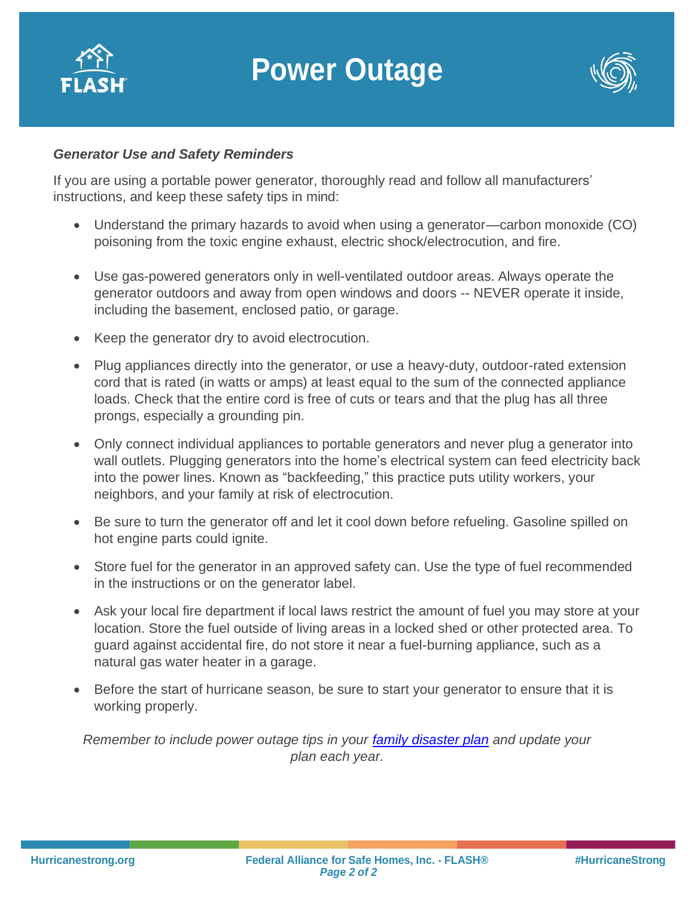# Power Outage

***Generator Use and Safety Reminders***

If you are using a portable power generator, thoroughly read and follow all manufacturers' instructions, and keep these safety tips in mind:

- Understand the primary hazards to avoid when using a generator—carbon monoxide (CO) poisoning from the toxic engine exhaust, electric shock/electrocution, and fire.
- Use gas-powered generators only in well-ventilated outdoor areas. Always operate the generator outdoors and away from open windows and doors -- NEVER operate it inside, including the basement, enclosed patio, or garage.
- Keep the generator dry to avoid electrocution.
- Plug appliances directly into the generator, or use a heavy-duty, outdoor-rated extension cord that is rated (in watts or amps) at least equal to the sum of the connected appliance loads. Check that the entire cord is free of cuts or tears and that the plug has all three prongs, especially a grounding pin.
- Only connect individual appliances to portable generators and never plug a generator into wall outlets. Plugging generators into the home's electrical system can feed electricity back into the power lines. Known as "backfeeding," this practice puts utility workers, your neighbors, and your family at risk of electrocution.
- Be sure to turn the generator off and let it cool down before refueling. Gasoline spilled on hot engine parts could ignite.
- Store fuel for the generator in an approved safety can. Use the type of fuel recommended in the instructions or on the generator label.
- Ask your local fire department if local laws restrict the amount of fuel you may store at your location. Store the fuel outside of living areas in a locked shed or other protected area. To guard against accidental fire, do not store it near a fuel-burning appliance, such as a natural gas water heater in a garage.
- Before the start of hurricane season, be sure to start your generator to ensure that it is working properly.

*Remember to include power outage tips in your family disaster plan and update your plan each year.*